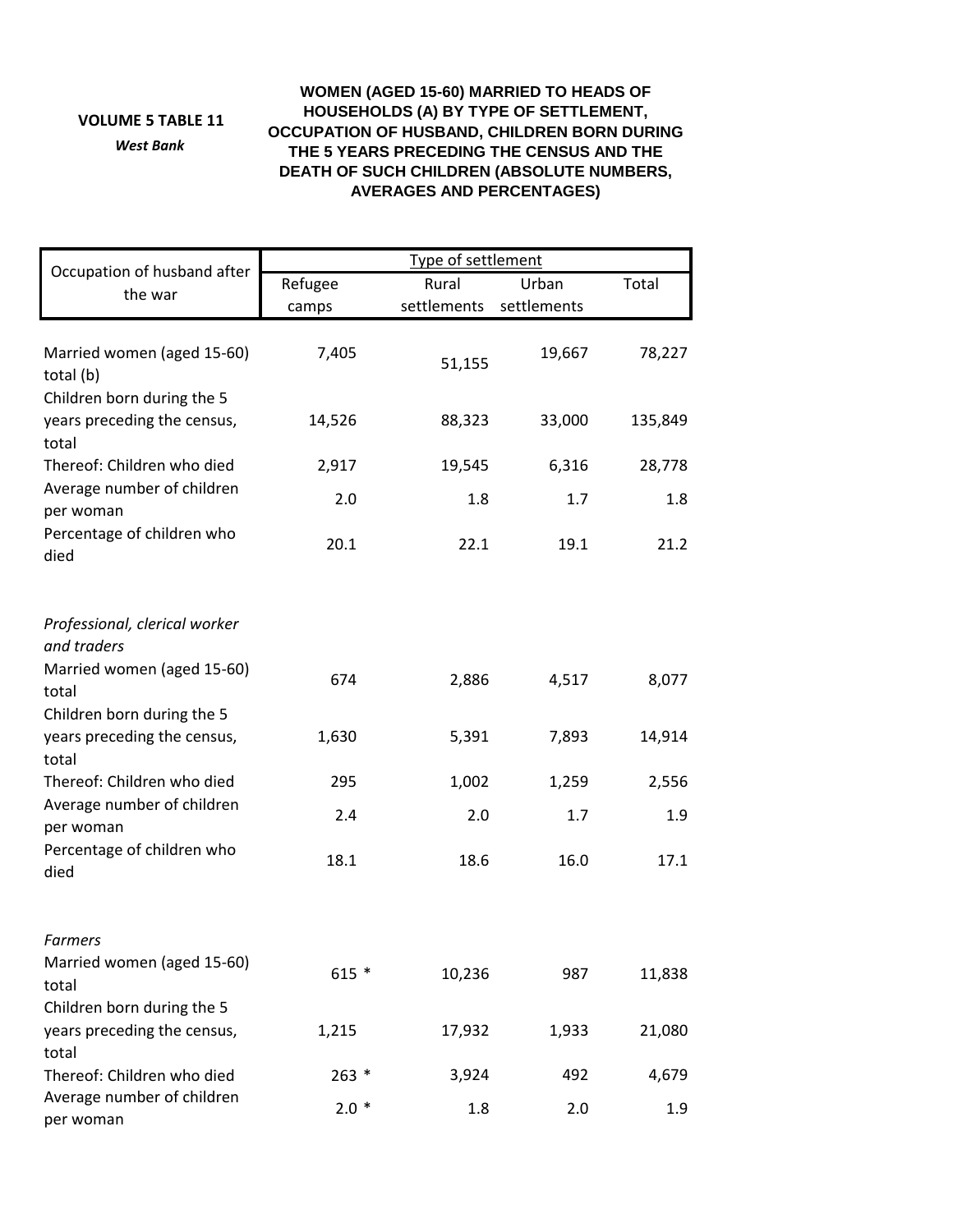**VOLUME 5 TABLE 11**

*West Bank*

**WOMEN (AGED 15-60) MARRIED TO HEADS OF HOUSEHOLDS (A) BY TYPE OF SETTLEMENT, OCCUPATION OF HUSBAND, CHILDREN BORN DURING THE 5 YEARS PRECEDING THE CENSUS AND THE DEATH OF SUCH CHILDREN (ABSOLUTE NUMBERS, AVERAGES AND PERCENTAGES)**

| Occupation of husband after the war | Type of settlement | | | |
|---|---|---|---|---|
| | Refugee camps | Rural settlements | Urban settlements | Total |
| Married women (aged 15-60) total (b) | 7,405 | 51,155 | 19,667 | 78,227 |
| Children born during the 5 years preceding the census, total | 14,526 | 88,323 | 33,000 | 135,849 |
| Thereof: Children who died | 2,917 | 19,545 | 6,316 | 28,778 |
| Average number of children per woman | 2.0 | 1.8 | 1.7 | 1.8 |
| Percentage of children who died | 20.1 | 22.1 | 19.1 | 21.2 |
| *Professional, clerical worker and traders* | | | | |
| Married women (aged 15-60) total | 674 | 2,886 | 4,517 | 8,077 |
| Children born during the 5 years preceding the census, total | 1,630 | 5,391 | 7,893 | 14,914 |
| Thereof: Children who died | 295 | 1,002 | 1,259 | 2,556 |
| Average number of children per woman | 2.4 | 2.0 | 1.7 | 1.9 |
| Percentage of children who died | 18.1 | 18.6 | 16.0 | 17.1 |
| *Farmers* | | | | |
| Married women (aged 15-60) total | 615 * | 10,236 | 987 | 11,838 |
| Children born during the 5 years preceding the census, total | 1,215 | 17,932 | 1,933 | 21,080 |
| Thereof: Children who died | 263 * | 3,924 | 492 | 4,679 |
| Average number of children per woman | 2.0 * | 1.8 | 2.0 | 1.9 |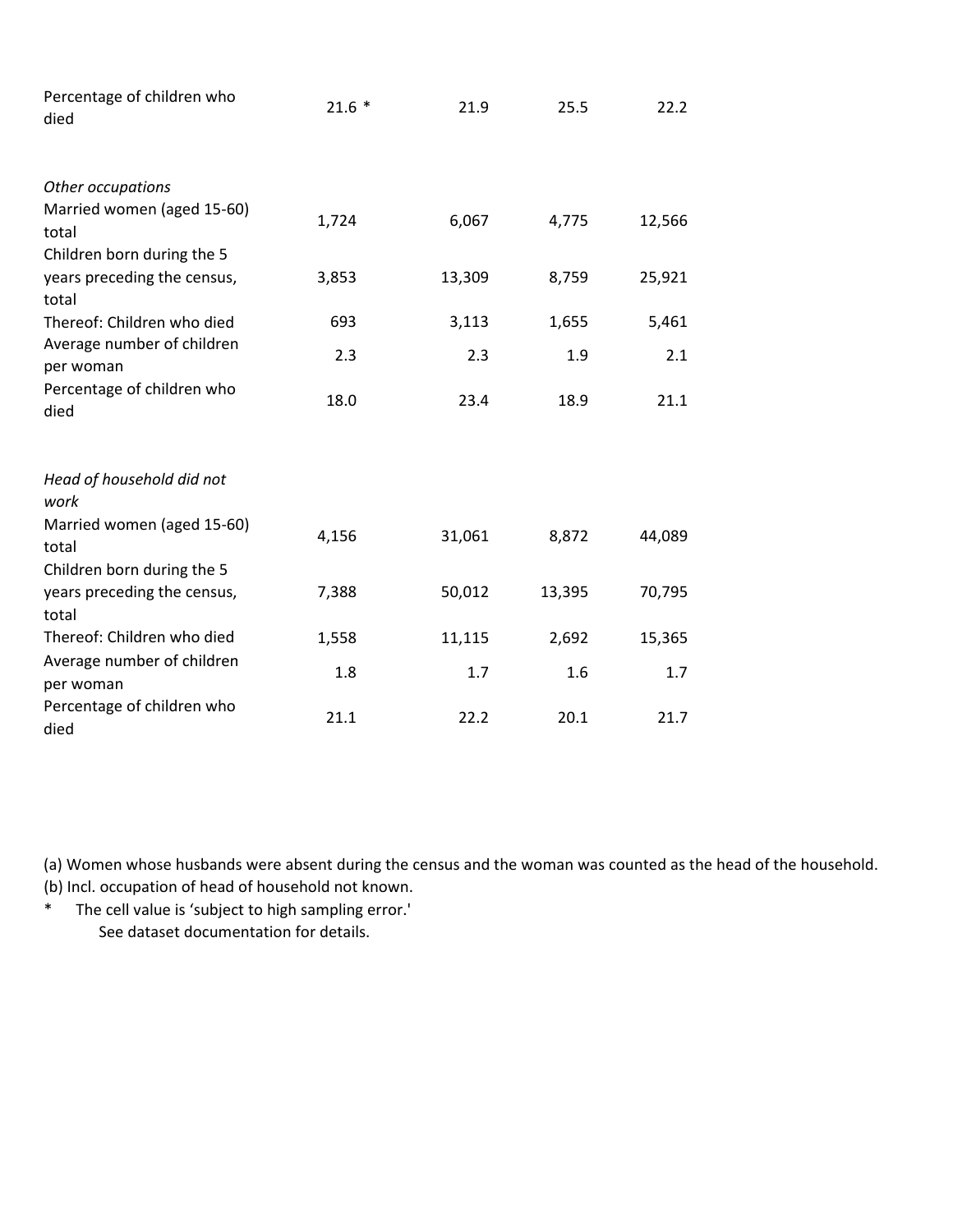| | | | | |
|---|---|---|---|---|
| Percentage of children who died | 21.6 * | 21.9 | 25.5 | 22.2 |
| *Other occupations* | | | | |
| Married women (aged 15-60) total | 1,724 | 6,067 | 4,775 | 12,566 |
| Children born during the 5 years preceding the census, total | 3,853 | 13,309 | 8,759 | 25,921 |
| Thereof: Children who died | 693 | 3,113 | 1,655 | 5,461 |
| Average number of children per woman | 2.3 | 2.3 | 1.9 | 2.1 |
| Percentage of children who died | 18.0 | 23.4 | 18.9 | 21.1 |
| *Head of household did not work* | | | | |
| Married women (aged 15-60) total | 4,156 | 31,061 | 8,872 | 44,089 |
| Children born during the 5 years preceding the census, total | 7,388 | 50,012 | 13,395 | 70,795 |
| Thereof: Children who died | 1,558 | 11,115 | 2,692 | 15,365 |
| Average number of children per woman | 1.8 | 1.7 | 1.6 | 1.7 |
| Percentage of children who died | 21.1 | 22.2 | 20.1 | 21.7 |

(a) Women whose husbands were absent during the census and the woman was counted as the head of the household.
(b) Incl. occupation of head of household not known.
* The cell value is 'subject to high sampling error.'
See dataset documentation for details.